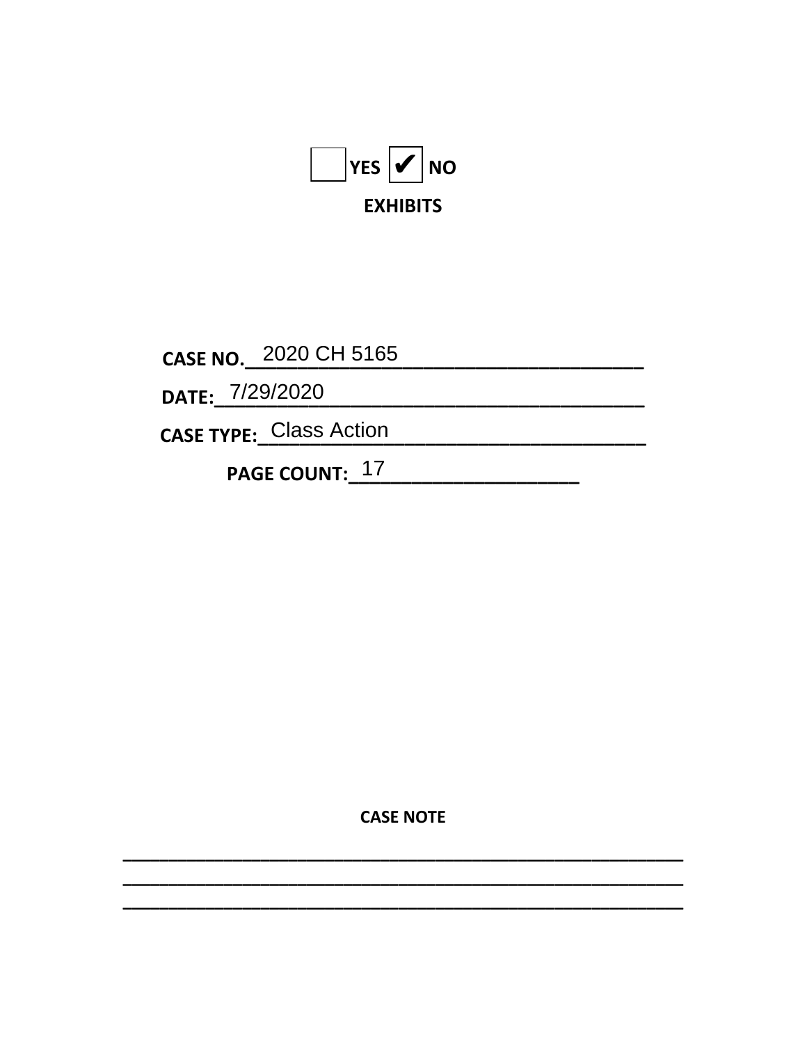☐ YES ☑ NO

**EXHIBITS**

**CASE NO.** 2020 CH 5165

**DATE:** 7/29/2020

**CASE TYPE:** Class Action

**PAGE COUNT:** 17

**CASE NOTE**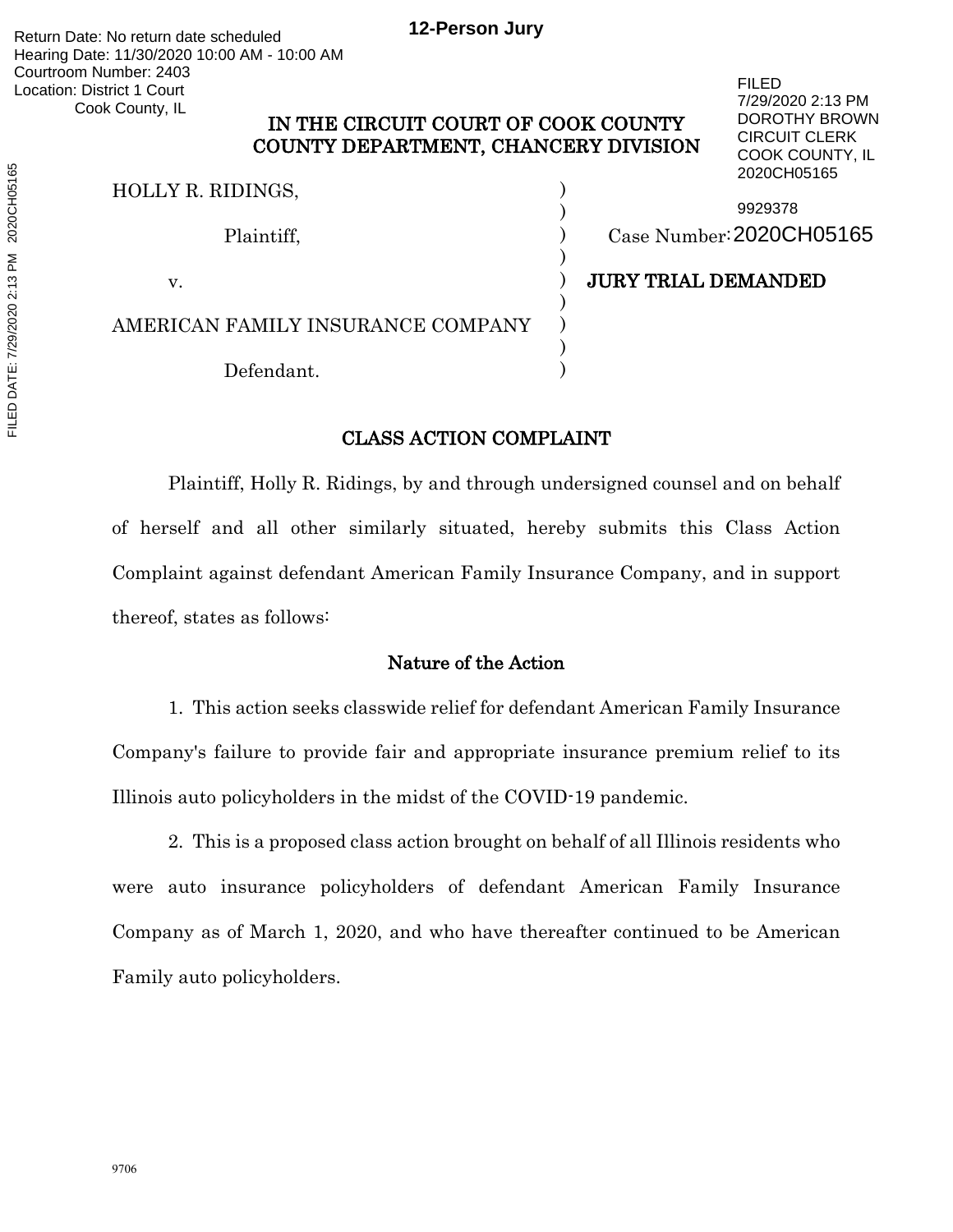Return Date: No return date scheduled
Hearing Date: 11/30/2020 10:00 AM - 10:00 AM
Courtroom Number: 2403
Location: District 1 Court
Cook County, IL

**12-Person Jury**

FILED
7/29/2020 2:13 PM
DOROTHY BROWN
CIRCUIT CLERK
COOK COUNTY, IL
2020CH05165

9929378

**IN THE CIRCUIT COURT OF COOK COUNTY**
**COUNTY DEPARTMENT, CHANCERY DIVISION**

HOLLY R. RIDINGS,

Plaintiff,

v.

AMERICAN FAMILY INSURANCE COMPANY

Defendant.

Case Number: 2020CH05165

**JURY TRIAL DEMANDED**

## CLASS ACTION COMPLAINT

Plaintiff, Holly R. Ridings, by and through undersigned counsel and on behalf of herself and all other similarly situated, hereby submits this Class Action Complaint against defendant American Family Insurance Company, and in support thereof, states as follows:

### Nature of the Action

1. This action seeks classwide relief for defendant American Family Insurance Company's failure to provide fair and appropriate insurance premium relief to its Illinois auto policyholders in the midst of the COVID-19 pandemic.

2. This is a proposed class action brought on behalf of all Illinois residents who were auto insurance policyholders of defendant American Family Insurance Company as of March 1, 2020, and who have thereafter continued to be American Family auto policyholders.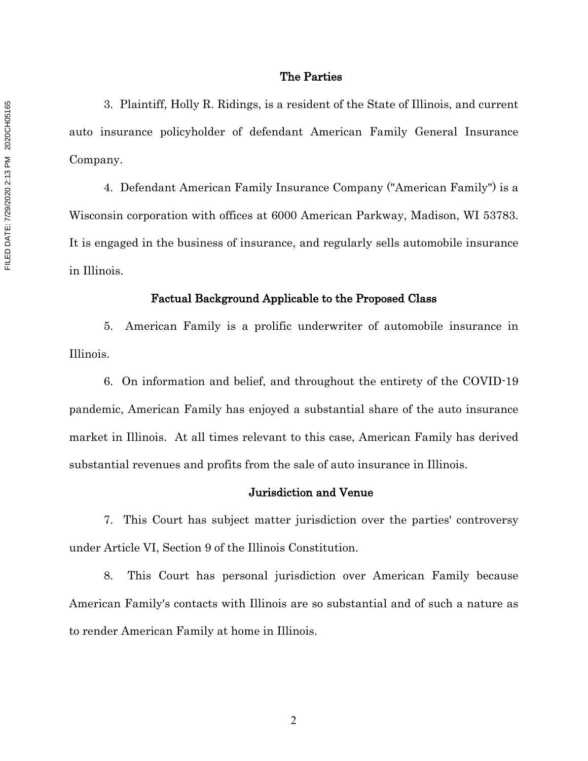## The Parties

3. Plaintiff, Holly R. Ridings, is a resident of the State of Illinois, and current auto insurance policyholder of defendant American Family General Insurance Company.

4. Defendant American Family Insurance Company ("American Family") is a Wisconsin corporation with offices at 6000 American Parkway, Madison, WI 53783. It is engaged in the business of insurance, and regularly sells automobile insurance in Illinois.

## Factual Background Applicable to the Proposed Class

5. American Family is a prolific underwriter of automobile insurance in Illinois.

6. On information and belief, and throughout the entirety of the COVID-19 pandemic, American Family has enjoyed a substantial share of the auto insurance market in Illinois. At all times relevant to this case, American Family has derived substantial revenues and profits from the sale of auto insurance in Illinois.

## Jurisdiction and Venue

7. This Court has subject matter jurisdiction over the parties' controversy under Article VI, Section 9 of the Illinois Constitution.

8. This Court has personal jurisdiction over American Family because American Family's contacts with Illinois are so substantial and of such a nature as to render American Family at home in Illinois.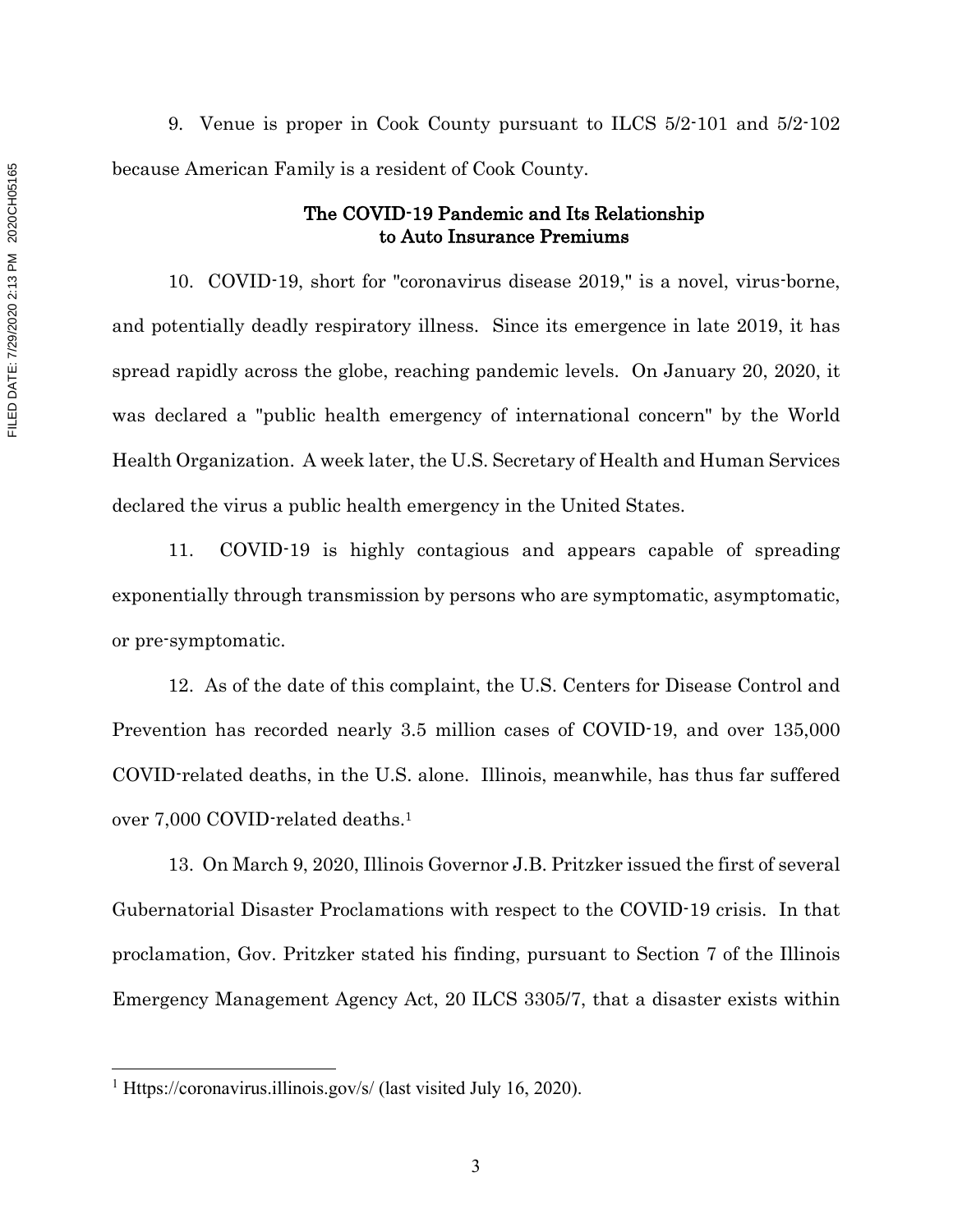9. Venue is proper in Cook County pursuant to ILCS 5/2-101 and 5/2-102 because American Family is a resident of Cook County.

## The COVID-19 Pandemic and Its Relationship to Auto Insurance Premiums

10. COVID-19, short for "coronavirus disease 2019," is a novel, virus-borne, and potentially deadly respiratory illness. Since its emergence in late 2019, it has spread rapidly across the globe, reaching pandemic levels. On January 20, 2020, it was declared a "public health emergency of international concern" by the World Health Organization. A week later, the U.S. Secretary of Health and Human Services declared the virus a public health emergency in the United States.

11. COVID-19 is highly contagious and appears capable of spreading exponentially through transmission by persons who are symptomatic, asymptomatic, or pre-symptomatic.

12. As of the date of this complaint, the U.S. Centers for Disease Control and Prevention has recorded nearly 3.5 million cases of COVID-19, and over 135,000 COVID-related deaths, in the U.S. alone. Illinois, meanwhile, has thus far suffered over 7,000 COVID-related deaths.[1]

13. On March 9, 2020, Illinois Governor J.B. Pritzker issued the first of several Gubernatorial Disaster Proclamations with respect to the COVID-19 crisis. In that proclamation, Gov. Pritzker stated his finding, pursuant to Section 7 of the Illinois Emergency Management Agency Act, 20 ILCS 3305/7, that a disaster exists within

[1] Https://coronavirus.illinois.gov/s/ (last visited July 16, 2020).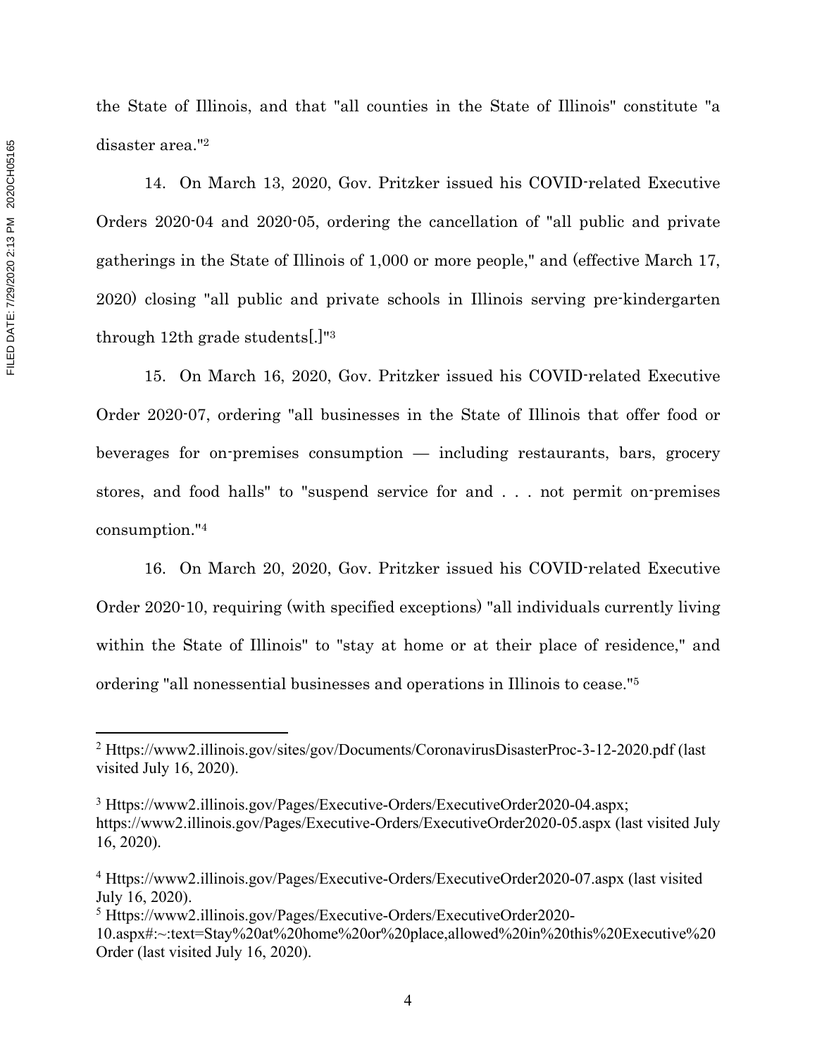the State of Illinois, and that "all counties in the State of Illinois" constitute "a disaster area."[2]

14. On March 13, 2020, Gov. Pritzker issued his COVID-related Executive Orders 2020-04 and 2020-05, ordering the cancellation of "all public and private gatherings in the State of Illinois of 1,000 or more people," and (effective March 17, 2020) closing "all public and private schools in Illinois serving pre-kindergarten through 12th grade students[.]"[3]

15. On March 16, 2020, Gov. Pritzker issued his COVID-related Executive Order 2020-07, ordering "all businesses in the State of Illinois that offer food or beverages for on-premises consumption — including restaurants, bars, grocery stores, and food halls" to "suspend service for and . . . not permit on-premises consumption."[4]

16. On March 20, 2020, Gov. Pritzker issued his COVID-related Executive Order 2020-10, requiring (with specified exceptions) "all individuals currently living within the State of Illinois" to "stay at home or at their place of residence," and ordering "all nonessential businesses and operations in Illinois to cease."[5]

---

[2] Https://www2.illinois.gov/sites/gov/Documents/CoronavirusDisasterProc-3-12-2020.pdf (last visited July 16, 2020).

[3] Https://www2.illinois.gov/Pages/Executive-Orders/ExecutiveOrder2020-04.aspx; https://www2.illinois.gov/Pages/Executive-Orders/ExecutiveOrder2020-05.aspx (last visited July 16, 2020).

[4] Https://www2.illinois.gov/Pages/Executive-Orders/ExecutiveOrder2020-07.aspx (last visited July 16, 2020).

[5] Https://www2.illinois.gov/Pages/Executive-Orders/ExecutiveOrder2020-10.aspx#:~:text=Stay%20at%20home%20or%20place,allowed%20in%20this%20Executive%20Order (last visited July 16, 2020).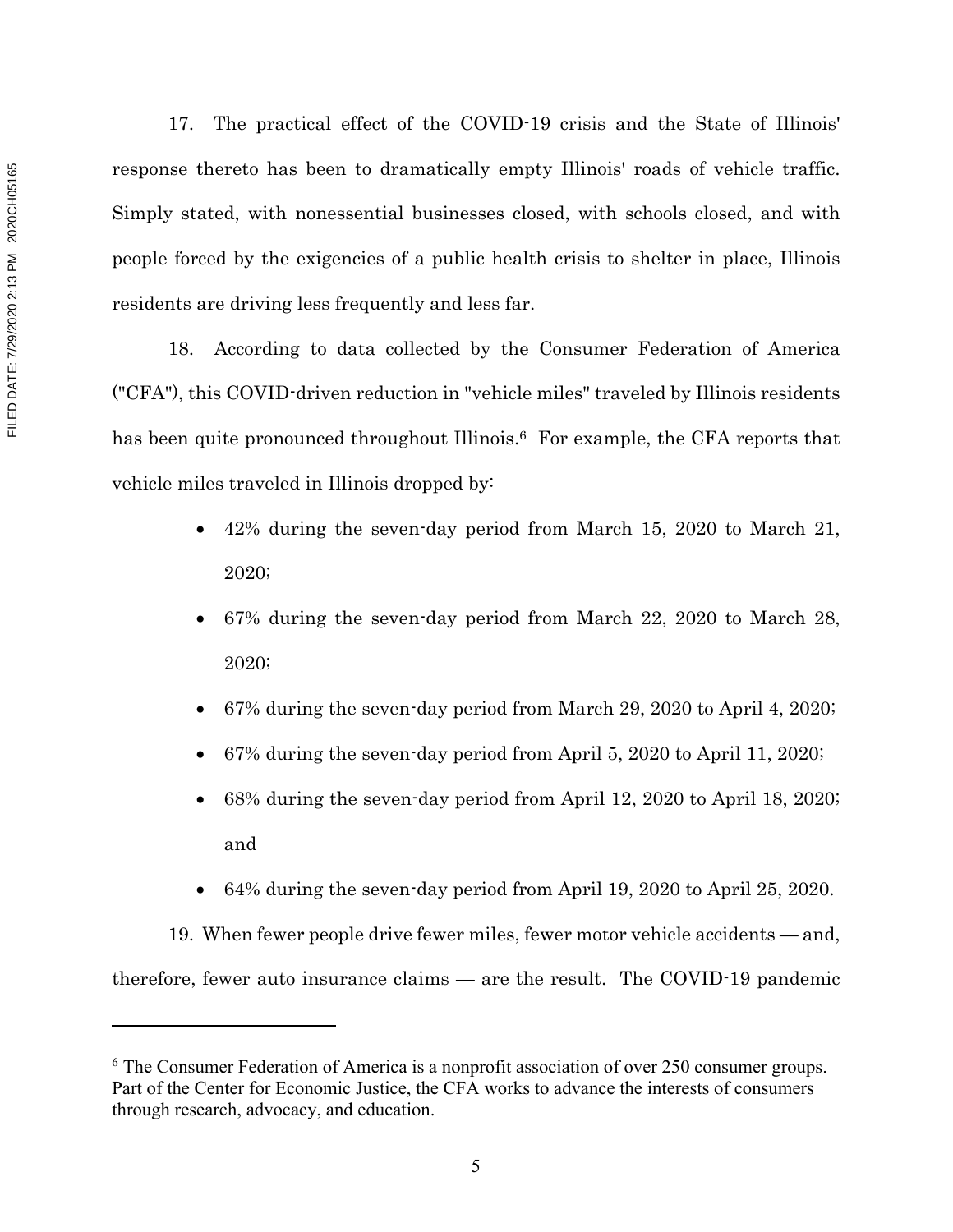17. The practical effect of the COVID-19 crisis and the State of Illinois' response thereto has been to dramatically empty Illinois' roads of vehicle traffic. Simply stated, with nonessential businesses closed, with schools closed, and with people forced by the exigencies of a public health crisis to shelter in place, Illinois residents are driving less frequently and less far.

18. According to data collected by the Consumer Federation of America ("CFA"), this COVID-driven reduction in "vehicle miles" traveled by Illinois residents has been quite pronounced throughout Illinois.[6] For example, the CFA reports that vehicle miles traveled in Illinois dropped by:

- 42% during the seven-day period from March 15, 2020 to March 21, 2020;
- 67% during the seven-day period from March 22, 2020 to March 28, 2020;
- 67% during the seven-day period from March 29, 2020 to April 4, 2020;
- 67% during the seven-day period from April 5, 2020 to April 11, 2020;
- 68% during the seven-day period from April 12, 2020 to April 18, 2020; and
- 64% during the seven-day period from April 19, 2020 to April 25, 2020.

19. When fewer people drive fewer miles, fewer motor vehicle accidents — and, therefore, fewer auto insurance claims — are the result. The COVID-19 pandemic

---

[6] The Consumer Federation of America is a nonprofit association of over 250 consumer groups. Part of the Center for Economic Justice, the CFA works to advance the interests of consumers through research, advocacy, and education.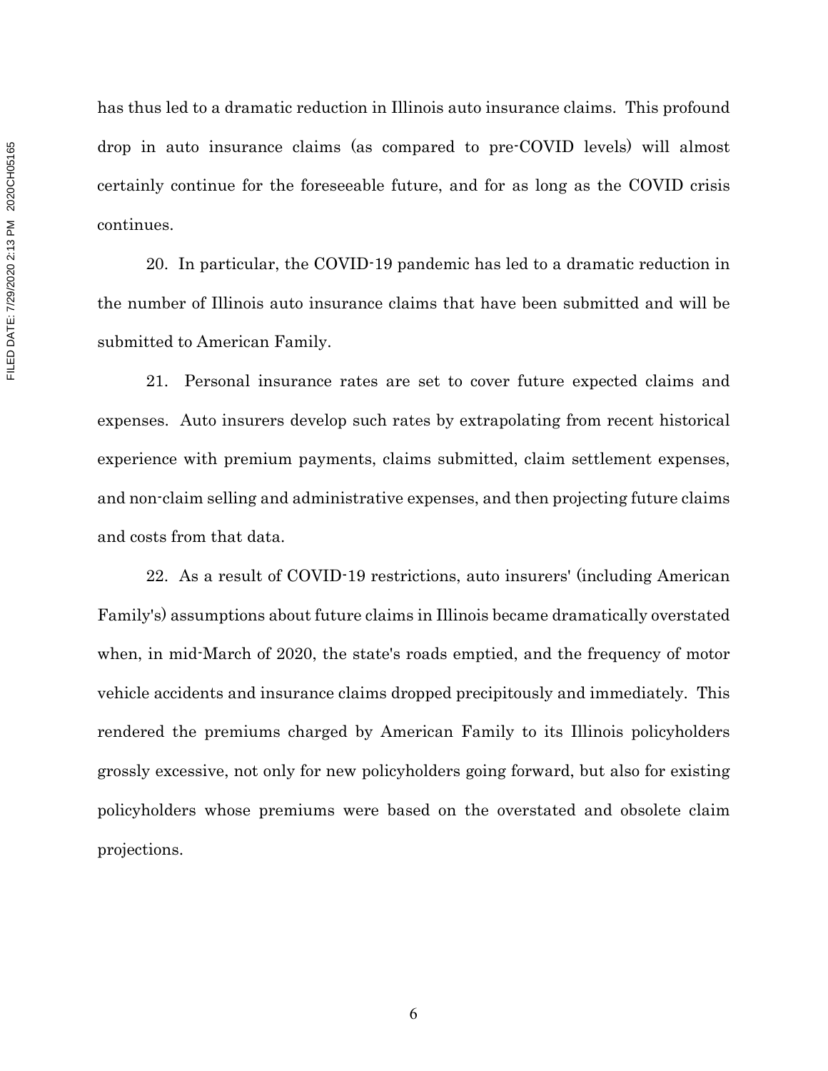has thus led to a dramatic reduction in Illinois auto insurance claims. This profound drop in auto insurance claims (as compared to pre-COVID levels) will almost certainly continue for the foreseeable future, and for as long as the COVID crisis continues.

20. In particular, the COVID-19 pandemic has led to a dramatic reduction in the number of Illinois auto insurance claims that have been submitted and will be submitted to American Family.

21. Personal insurance rates are set to cover future expected claims and expenses. Auto insurers develop such rates by extrapolating from recent historical experience with premium payments, claims submitted, claim settlement expenses, and non-claim selling and administrative expenses, and then projecting future claims and costs from that data.

22. As a result of COVID-19 restrictions, auto insurers' (including American Family's) assumptions about future claims in Illinois became dramatically overstated when, in mid-March of 2020, the state's roads emptied, and the frequency of motor vehicle accidents and insurance claims dropped precipitously and immediately. This rendered the premiums charged by American Family to its Illinois policyholders grossly excessive, not only for new policyholders going forward, but also for existing policyholders whose premiums were based on the overstated and obsolete claim projections.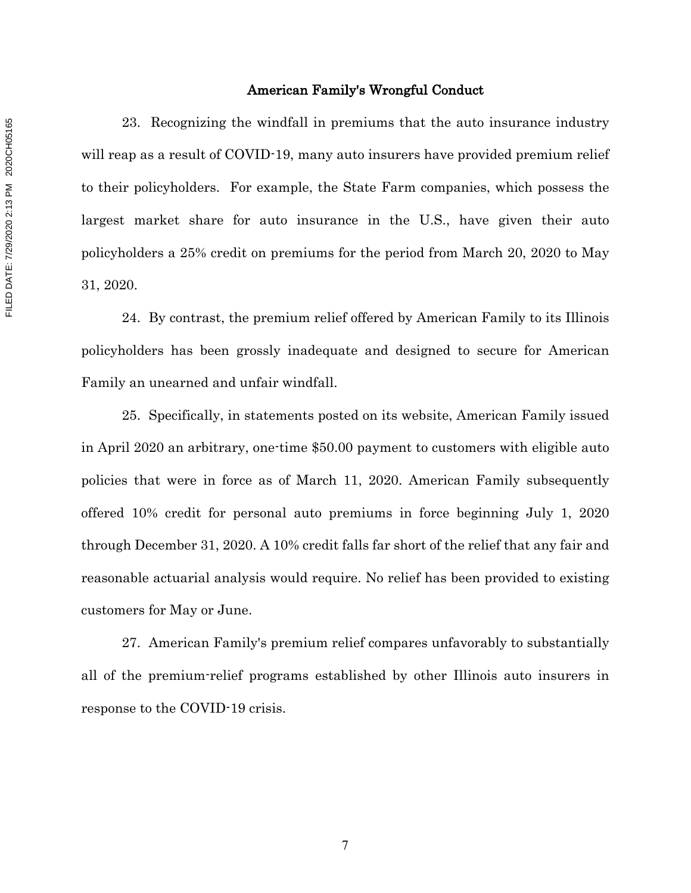## American Family's Wrongful Conduct

23. Recognizing the windfall in premiums that the auto insurance industry will reap as a result of COVID-19, many auto insurers have provided premium relief to their policyholders. For example, the State Farm companies, which possess the largest market share for auto insurance in the U.S., have given their auto policyholders a 25% credit on premiums for the period from March 20, 2020 to May 31, 2020.

24. By contrast, the premium relief offered by American Family to its Illinois policyholders has been grossly inadequate and designed to secure for American Family an unearned and unfair windfall.

25. Specifically, in statements posted on its website, American Family issued in April 2020 an arbitrary, one-time $50.00 payment to customers with eligible auto policies that were in force as of March 11, 2020. American Family subsequently offered 10% credit for personal auto premiums in force beginning July 1, 2020 through December 31, 2020. A 10% credit falls far short of the relief that any fair and reasonable actuarial analysis would require. No relief has been provided to existing customers for May or June.

27. American Family's premium relief compares unfavorably to substantially all of the premium-relief programs established by other Illinois auto insurers in response to the COVID-19 crisis.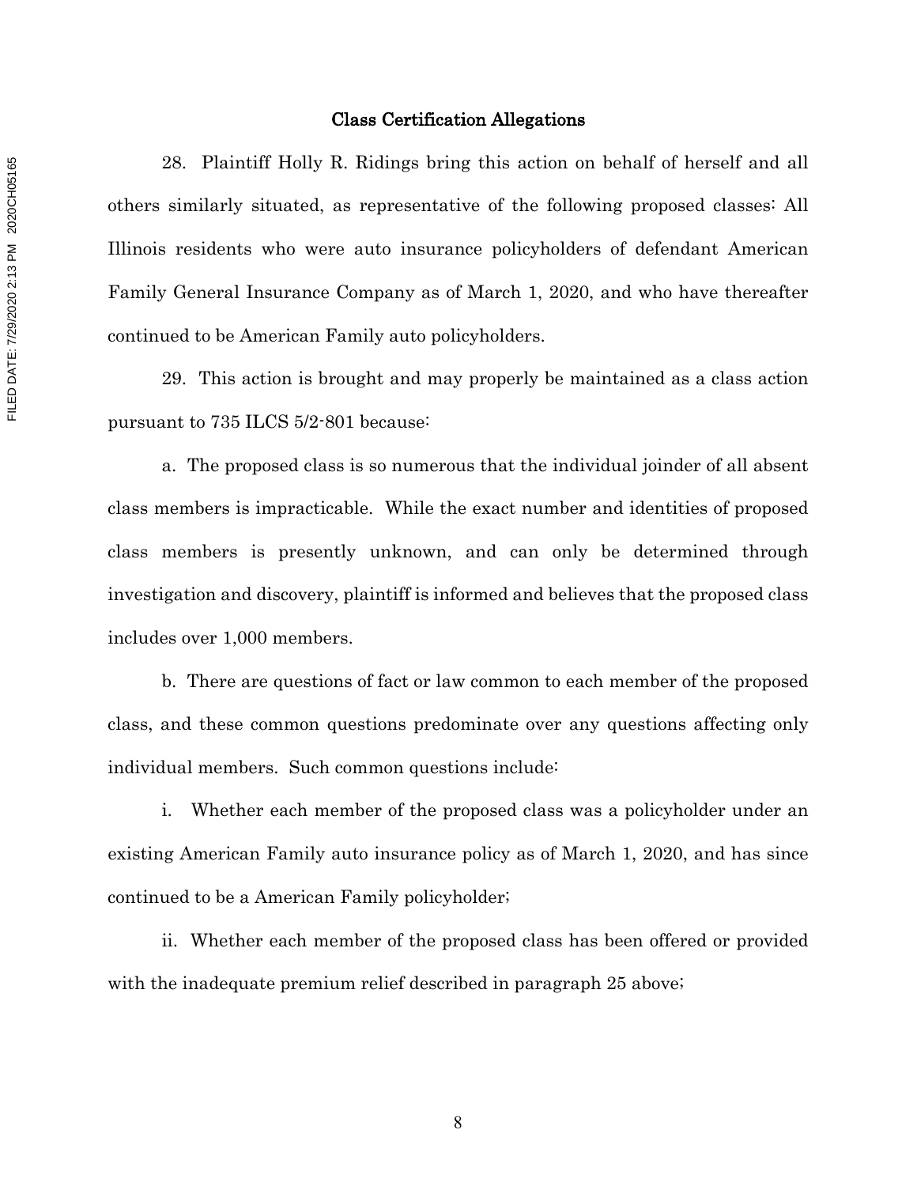## Class Certification Allegations

28. Plaintiff Holly R. Ridings bring this action on behalf of herself and all others similarly situated, as representative of the following proposed classes: All Illinois residents who were auto insurance policyholders of defendant American Family General Insurance Company as of March 1, 2020, and who have thereafter continued to be American Family auto policyholders.

29. This action is brought and may properly be maintained as a class action pursuant to 735 ILCS 5/2-801 because:

a. The proposed class is so numerous that the individual joinder of all absent class members is impracticable. While the exact number and identities of proposed class members is presently unknown, and can only be determined through investigation and discovery, plaintiff is informed and believes that the proposed class includes over 1,000 members.

b. There are questions of fact or law common to each member of the proposed class, and these common questions predominate over any questions affecting only individual members. Such common questions include:

i. Whether each member of the proposed class was a policyholder under an existing American Family auto insurance policy as of March 1, 2020, and has since continued to be a American Family policyholder;

ii. Whether each member of the proposed class has been offered or provided with the inadequate premium relief described in paragraph 25 above;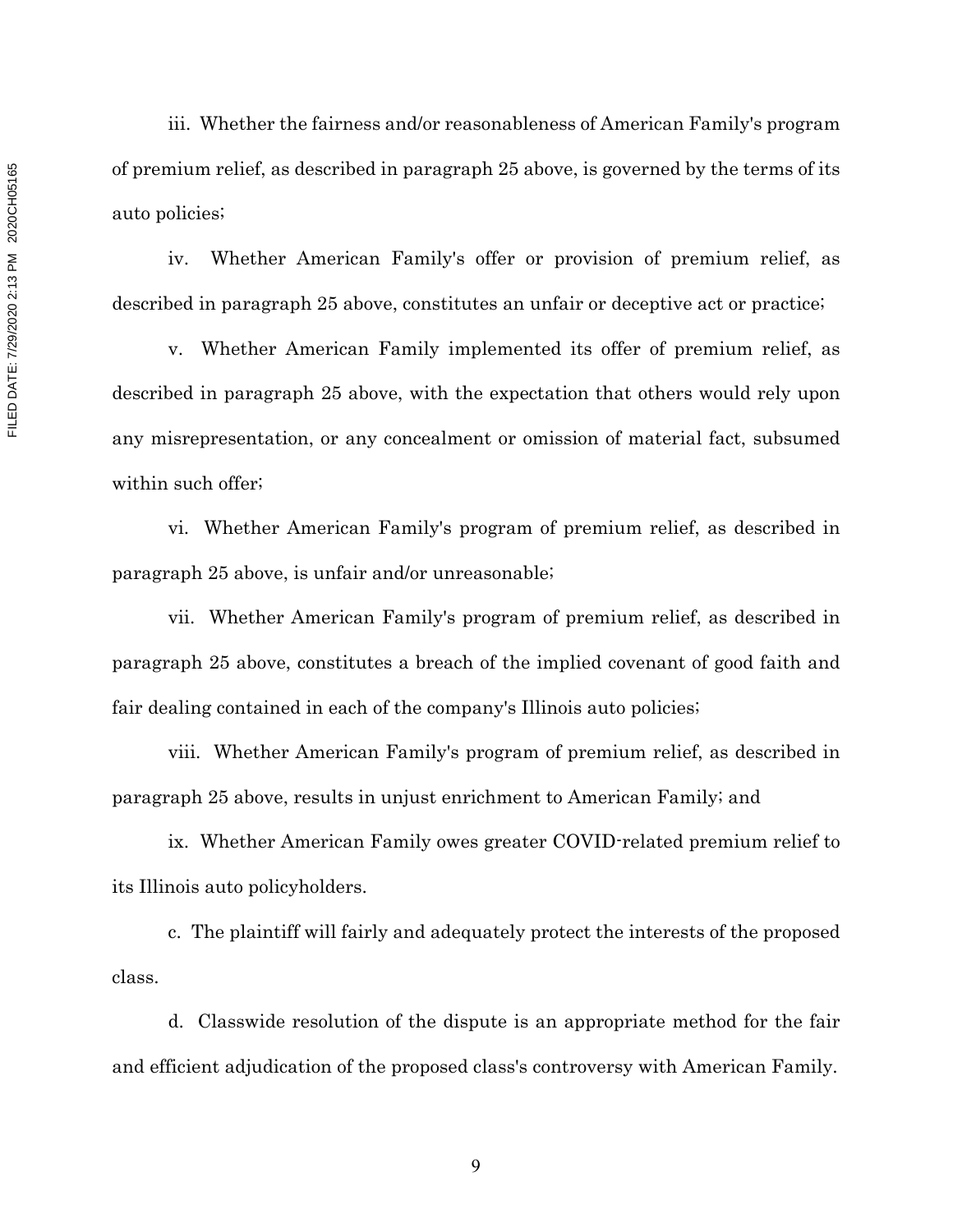iii. Whether the fairness and/or reasonableness of American Family's program of premium relief, as described in paragraph 25 above, is governed by the terms of its auto policies;

iv. Whether American Family's offer or provision of premium relief, as described in paragraph 25 above, constitutes an unfair or deceptive act or practice;

v. Whether American Family implemented its offer of premium relief, as described in paragraph 25 above, with the expectation that others would rely upon any misrepresentation, or any concealment or omission of material fact, subsumed within such offer;

vi. Whether American Family's program of premium relief, as described in paragraph 25 above, is unfair and/or unreasonable;

vii. Whether American Family's program of premium relief, as described in paragraph 25 above, constitutes a breach of the implied covenant of good faith and fair dealing contained in each of the company's Illinois auto policies;

viii. Whether American Family's program of premium relief, as described in paragraph 25 above, results in unjust enrichment to American Family; and

ix. Whether American Family owes greater COVID-related premium relief to its Illinois auto policyholders.

c. The plaintiff will fairly and adequately protect the interests of the proposed class.

d. Classwide resolution of the dispute is an appropriate method for the fair and efficient adjudication of the proposed class's controversy with American Family.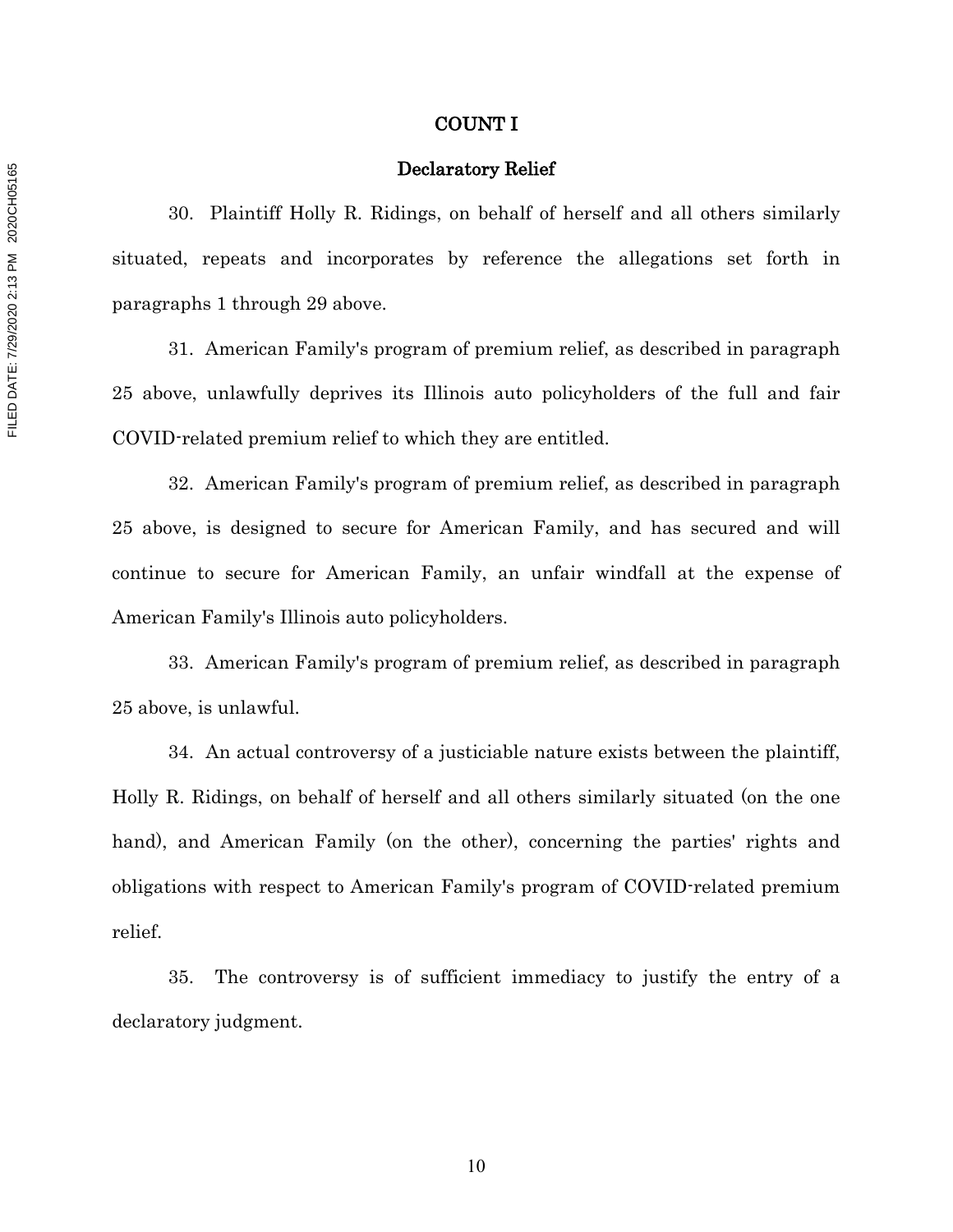## COUNT I

### Declaratory Relief

30. Plaintiff Holly R. Ridings, on behalf of herself and all others similarly situated, repeats and incorporates by reference the allegations set forth in paragraphs 1 through 29 above.

31. American Family's program of premium relief, as described in paragraph 25 above, unlawfully deprives its Illinois auto policyholders of the full and fair COVID-related premium relief to which they are entitled.

32. American Family's program of premium relief, as described in paragraph 25 above, is designed to secure for American Family, and has secured and will continue to secure for American Family, an unfair windfall at the expense of American Family's Illinois auto policyholders.

33. American Family's program of premium relief, as described in paragraph 25 above, is unlawful.

34. An actual controversy of a justiciable nature exists between the plaintiff, Holly R. Ridings, on behalf of herself and all others similarly situated (on the one hand), and American Family (on the other), concerning the parties' rights and obligations with respect to American Family's program of COVID-related premium relief.

35. The controversy is of sufficient immediacy to justify the entry of a declaratory judgment.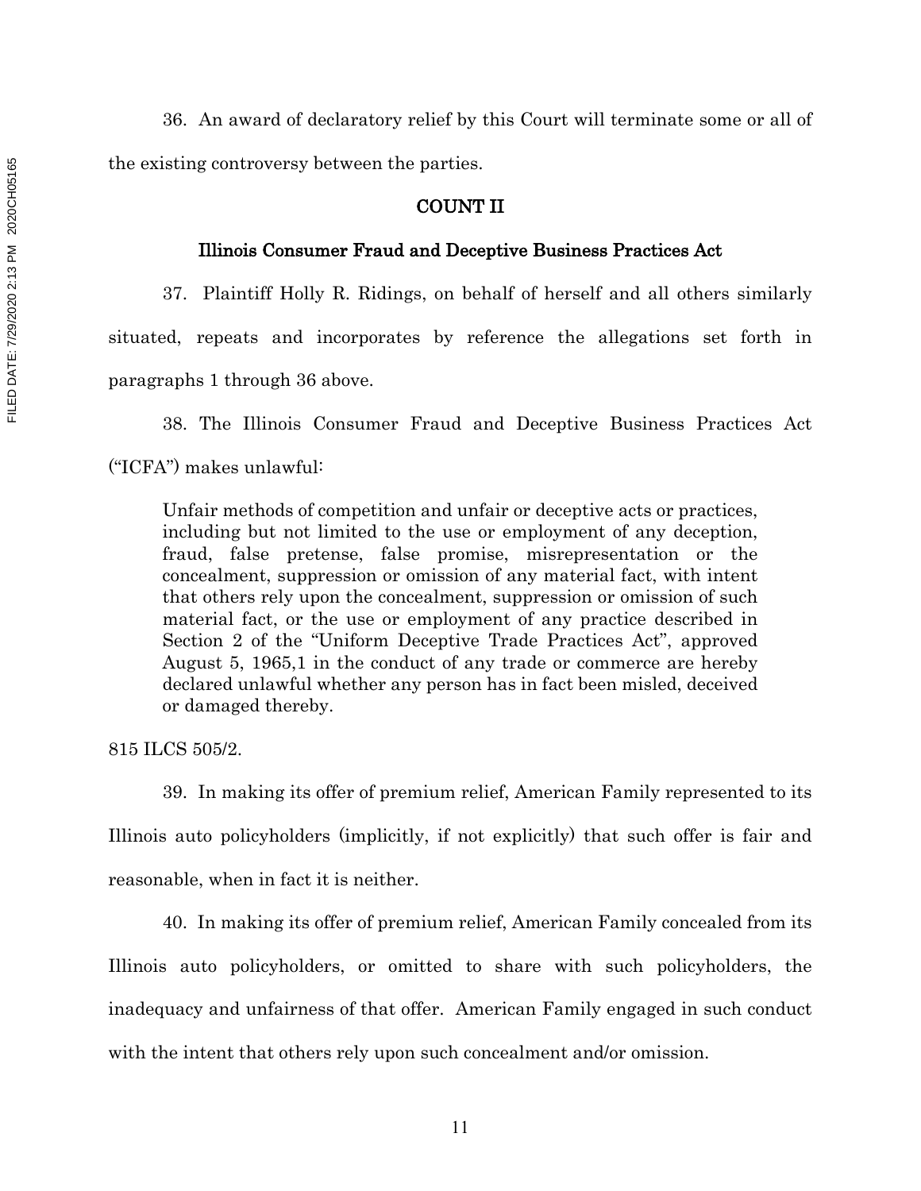36. An award of declaratory relief by this Court will terminate some or all of the existing controversy between the parties.

## COUNT II

### Illinois Consumer Fraud and Deceptive Business Practices Act

37. Plaintiff Holly R. Ridings, on behalf of herself and all others similarly situated, repeats and incorporates by reference the allegations set forth in paragraphs 1 through 36 above.

38. The Illinois Consumer Fraud and Deceptive Business Practices Act ("ICFA") makes unlawful:

> Unfair methods of competition and unfair or deceptive acts or practices, including but not limited to the use or employment of any deception, fraud, false pretense, false promise, misrepresentation or the concealment, suppression or omission of any material fact, with intent that others rely upon the concealment, suppression or omission of such material fact, or the use or employment of any practice described in Section 2 of the "Uniform Deceptive Trade Practices Act", approved August 5, 1965,1 in the conduct of any trade or commerce are hereby declared unlawful whether any person has in fact been misled, deceived or damaged thereby.

815 ILCS 505/2.

39. In making its offer of premium relief, American Family represented to its Illinois auto policyholders (implicitly, if not explicitly) that such offer is fair and reasonable, when in fact it is neither.

40. In making its offer of premium relief, American Family concealed from its Illinois auto policyholders, or omitted to share with such policyholders, the inadequacy and unfairness of that offer. American Family engaged in such conduct with the intent that others rely upon such concealment and/or omission.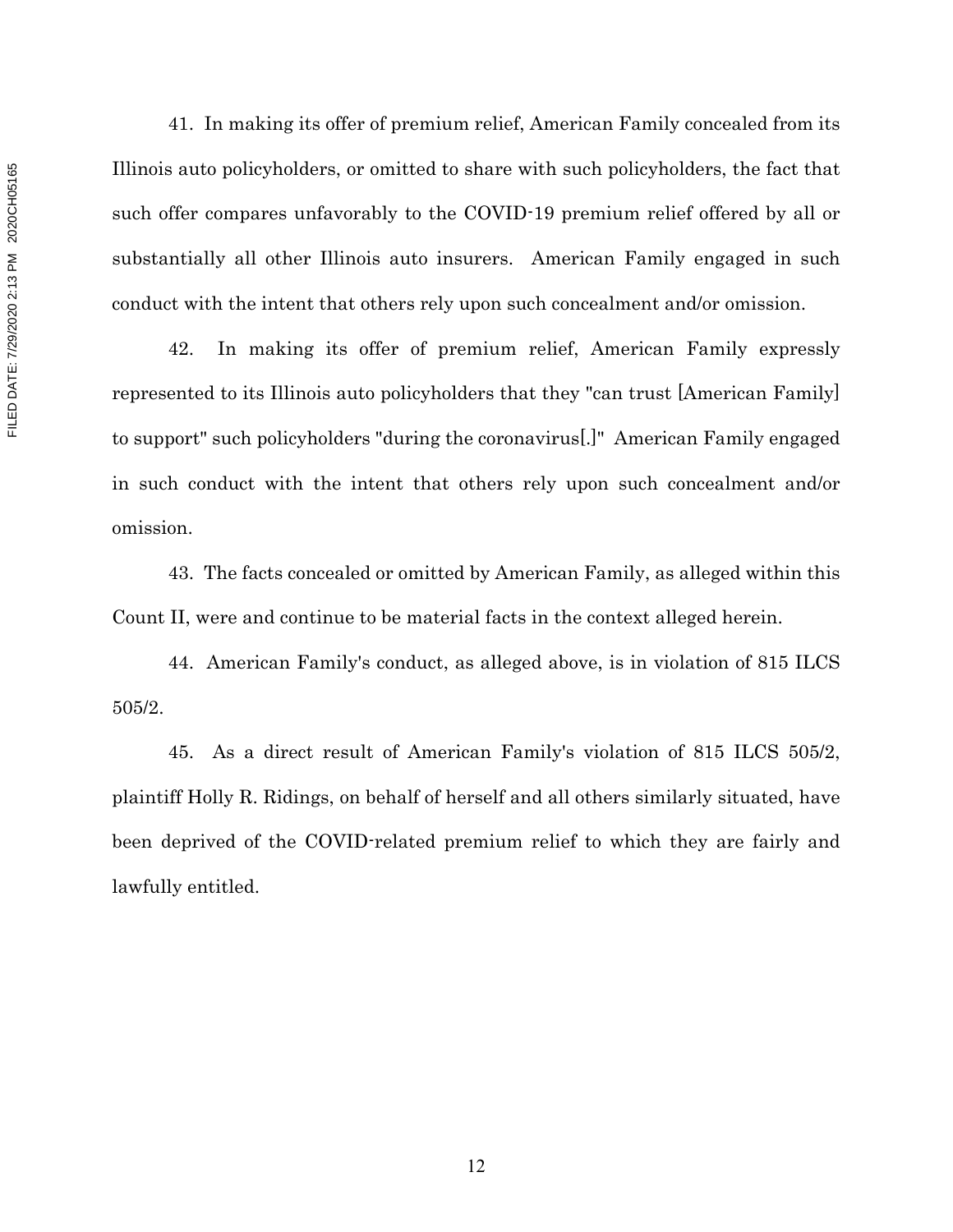41. In making its offer of premium relief, American Family concealed from its Illinois auto policyholders, or omitted to share with such policyholders, the fact that such offer compares unfavorably to the COVID-19 premium relief offered by all or substantially all other Illinois auto insurers. American Family engaged in such conduct with the intent that others rely upon such concealment and/or omission.

42. In making its offer of premium relief, American Family expressly represented to its Illinois auto policyholders that they "can trust [American Family] to support" such policyholders "during the coronavirus[.]" American Family engaged in such conduct with the intent that others rely upon such concealment and/or omission.

43. The facts concealed or omitted by American Family, as alleged within this Count II, were and continue to be material facts in the context alleged herein.

44. American Family's conduct, as alleged above, is in violation of 815 ILCS 505/2.

45. As a direct result of American Family's violation of 815 ILCS 505/2, plaintiff Holly R. Ridings, on behalf of herself and all others similarly situated, have been deprived of the COVID-related premium relief to which they are fairly and lawfully entitled.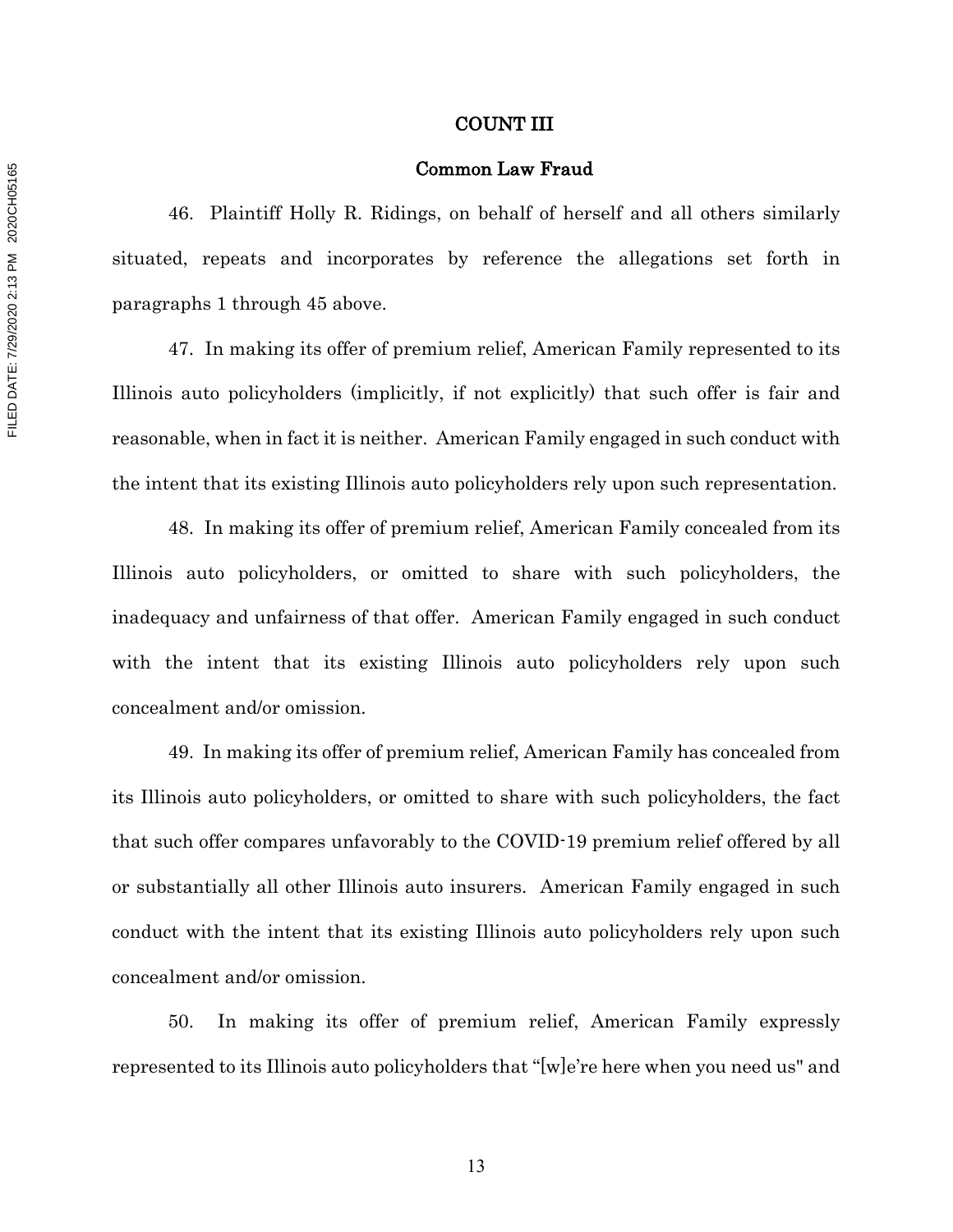## COUNT III

### Common Law Fraud

46. Plaintiff Holly R. Ridings, on behalf of herself and all others similarly situated, repeats and incorporates by reference the allegations set forth in paragraphs 1 through 45 above.

47. In making its offer of premium relief, American Family represented to its Illinois auto policyholders (implicitly, if not explicitly) that such offer is fair and reasonable, when in fact it is neither. American Family engaged in such conduct with the intent that its existing Illinois auto policyholders rely upon such representation.

48. In making its offer of premium relief, American Family concealed from its Illinois auto policyholders, or omitted to share with such policyholders, the inadequacy and unfairness of that offer. American Family engaged in such conduct with the intent that its existing Illinois auto policyholders rely upon such concealment and/or omission.

49. In making its offer of premium relief, American Family has concealed from its Illinois auto policyholders, or omitted to share with such policyholders, the fact that such offer compares unfavorably to the COVID-19 premium relief offered by all or substantially all other Illinois auto insurers. American Family engaged in such conduct with the intent that its existing Illinois auto policyholders rely upon such concealment and/or omission.

50. In making its offer of premium relief, American Family expressly represented to its Illinois auto policyholders that "[w]e're here when you need us" and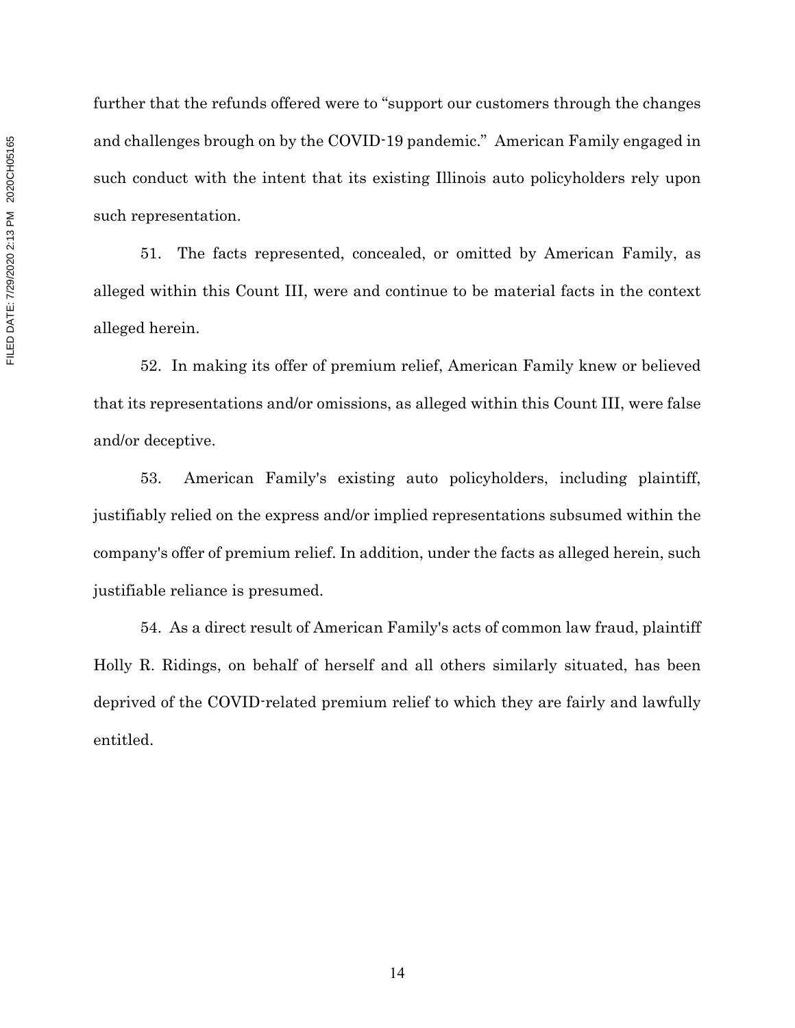further that the refunds offered were to "support our customers through the changes and challenges brough on by the COVID-19 pandemic." American Family engaged in such conduct with the intent that its existing Illinois auto policyholders rely upon such representation.

51. The facts represented, concealed, or omitted by American Family, as alleged within this Count III, were and continue to be material facts in the context alleged herein.

52. In making its offer of premium relief, American Family knew or believed that its representations and/or omissions, as alleged within this Count III, were false and/or deceptive.

53. American Family's existing auto policyholders, including plaintiff, justifiably relied on the express and/or implied representations subsumed within the company's offer of premium relief. In addition, under the facts as alleged herein, such justifiable reliance is presumed.

54. As a direct result of American Family's acts of common law fraud, plaintiff Holly R. Ridings, on behalf of herself and all others similarly situated, has been deprived of the COVID-related premium relief to which they are fairly and lawfully entitled.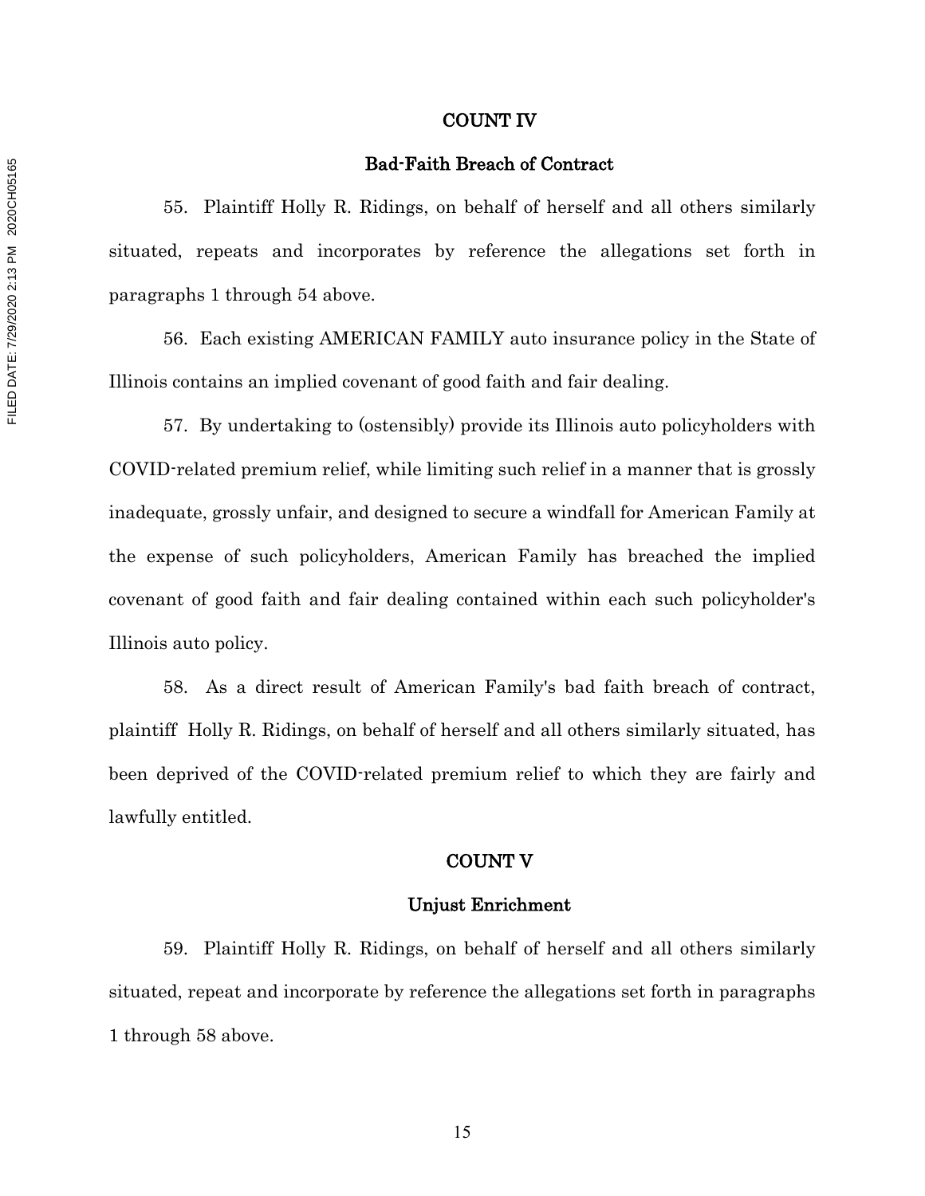## COUNT IV

### Bad-Faith Breach of Contract

55. Plaintiff Holly R. Ridings, on behalf of herself and all others similarly situated, repeats and incorporates by reference the allegations set forth in paragraphs 1 through 54 above.

56. Each existing AMERICAN FAMILY auto insurance policy in the State of Illinois contains an implied covenant of good faith and fair dealing.

57. By undertaking to (ostensibly) provide its Illinois auto policyholders with COVID-related premium relief, while limiting such relief in a manner that is grossly inadequate, grossly unfair, and designed to secure a windfall for American Family at the expense of such policyholders, American Family has breached the implied covenant of good faith and fair dealing contained within each such policyholder's Illinois auto policy.

58. As a direct result of American Family's bad faith breach of contract, plaintiff Holly R. Ridings, on behalf of herself and all others similarly situated, has been deprived of the COVID-related premium relief to which they are fairly and lawfully entitled.

## COUNT V

### Unjust Enrichment

59. Plaintiff Holly R. Ridings, on behalf of herself and all others similarly situated, repeat and incorporate by reference the allegations set forth in paragraphs 1 through 58 above.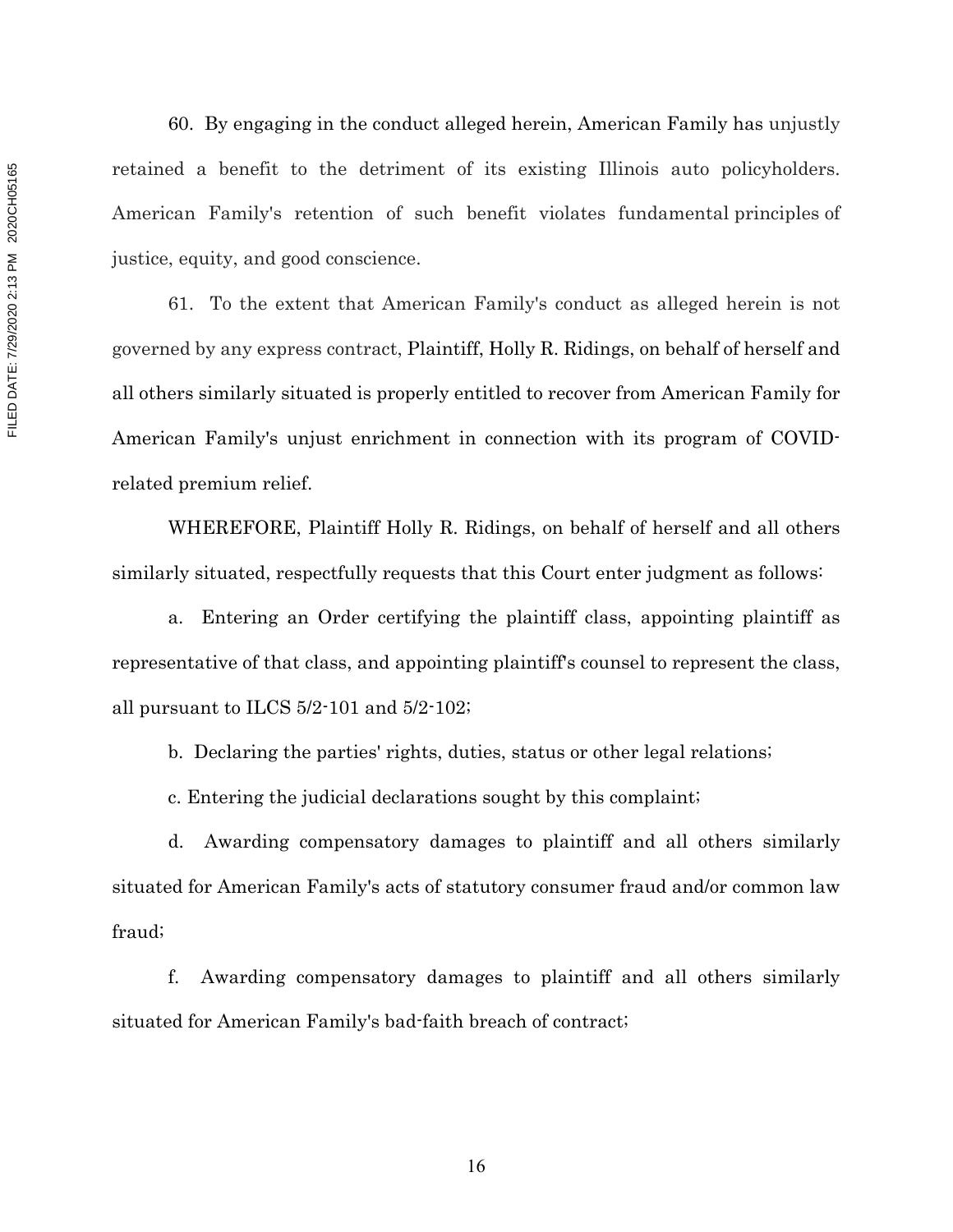60. By engaging in the conduct alleged herein, American Family has unjustly retained a benefit to the detriment of its existing Illinois auto policyholders. American Family's retention of such benefit violates fundamental principles of justice, equity, and good conscience.

61. To the extent that American Family's conduct as alleged herein is not governed by any express contract, Plaintiff, Holly R. Ridings, on behalf of herself and all others similarly situated is properly entitled to recover from American Family for American Family's unjust enrichment in connection with its program of COVID-related premium relief.

WHEREFORE, Plaintiff Holly R. Ridings, on behalf of herself and all others similarly situated, respectfully requests that this Court enter judgment as follows:

a. Entering an Order certifying the plaintiff class, appointing plaintiff as representative of that class, and appointing plaintiff's counsel to represent the class, all pursuant to ILCS 5/2-101 and 5/2-102;

b. Declaring the parties' rights, duties, status or other legal relations;

c. Entering the judicial declarations sought by this complaint;

d. Awarding compensatory damages to plaintiff and all others similarly situated for American Family's acts of statutory consumer fraud and/or common law fraud;

f. Awarding compensatory damages to plaintiff and all others similarly situated for American Family's bad-faith breach of contract;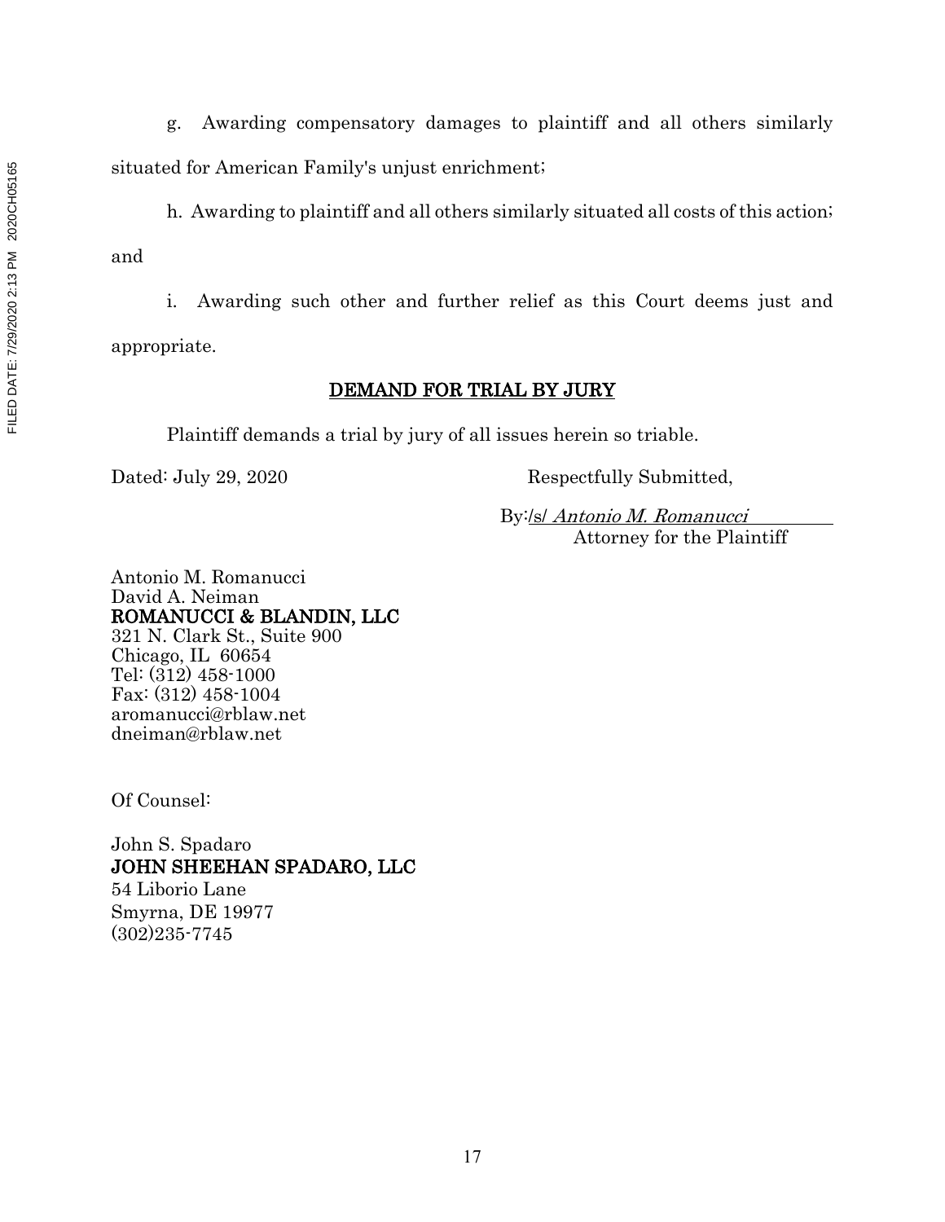g. Awarding compensatory damages to plaintiff and all others similarly situated for American Family's unjust enrichment;

h. Awarding to plaintiff and all others similarly situated all costs of this action; and

i. Awarding such other and further relief as this Court deems just and appropriate.

## DEMAND FOR TRIAL BY JURY

Plaintiff demands a trial by jury of all issues herein so triable.

Dated: July 29, 2020

Respectfully Submitted,

By:/s/ *Antonio M. Romanucci*
Attorney for the Plaintiff

Antonio M. Romanucci
David A. Neiman
**ROMANUCCI & BLANDIN, LLC**
321 N. Clark St., Suite 900
Chicago, IL 60654
Tel: (312) 458-1000
Fax: (312) 458-1004
aromanucci@rblaw.net
dneiman@rblaw.net

Of Counsel:

John S. Spadaro
**JOHN SHEEHAN SPADARO, LLC**
54 Liborio Lane
Smyrna, DE 19977
(302)235-7745